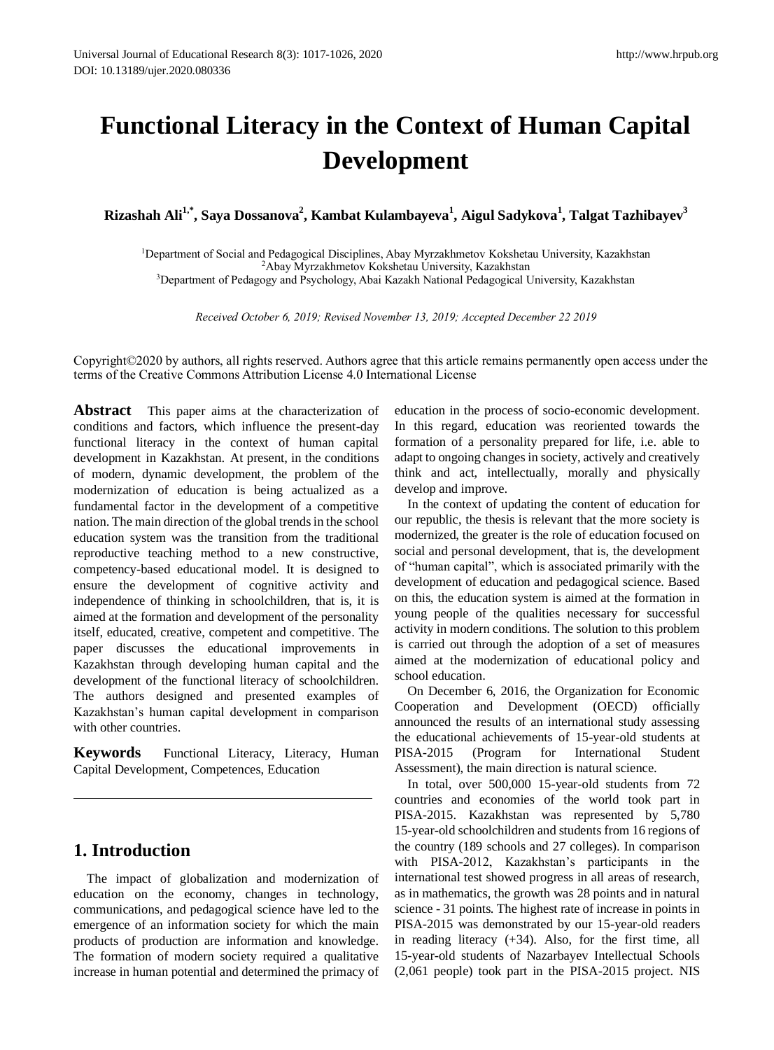# Functional Literacy in the Context of Human Capital Development

**Rizashah Ali[1,*], Saya Dossanova[2], Kambat Kulambayeva[1], Aigul Sadykova[1], Talgat Tazhibayev[3]**

[1]Department of Social and Pedagogical Disciplines, Abay Myrzakhmetov Kokshetau University, Kazakhstan
[2]Abay Myrzakhmetov Kokshetau University, Kazakhstan
[3]Department of Pedagogy and Psychology, Abai Kazakh National Pedagogical University, Kazakhstan

*Received October 6, 2019; Revised November 13, 2019; Accepted December 22 2019*

Copyright©2020 by authors, all rights reserved. Authors agree that this article remains permanently open access under the terms of the Creative Commons Attribution License 4.0 International License

**Abstract** This paper aims at the characterization of conditions and factors, which influence the present-day functional literacy in the context of human capital development in Kazakhstan. At present, in the conditions of modern, dynamic development, the problem of the modernization of education is being actualized as a fundamental factor in the development of a competitive nation. The main direction of the global trends in the school education system was the transition from the traditional reproductive teaching method to a new constructive, competency-based educational model. It is designed to ensure the development of cognitive activity and independence of thinking in schoolchildren, that is, it is aimed at the formation and development of the personality itself, educated, creative, competent and competitive. The paper discusses the educational improvements in Kazakhstan through developing human capital and the development of the functional literacy of schoolchildren. The authors designed and presented examples of Kazakhstan's human capital development in comparison with other countries.

**Keywords** Functional Literacy, Literacy, Human Capital Development, Competences, Education

## 1. Introduction

The impact of globalization and modernization of education on the economy, changes in technology, communications, and pedagogical science have led to the emergence of an information society for which the main products of production are information and knowledge. The formation of modern society required a qualitative increase in human potential and determined the primacy of education in the process of socio-economic development. In this regard, education was reoriented towards the formation of a personality prepared for life, i.e. able to adapt to ongoing changes in society, actively and creatively think and act, intellectually, morally and physically develop and improve.

In the context of updating the content of education for our republic, the thesis is relevant that the more society is modernized, the greater is the role of education focused on social and personal development, that is, the development of "human capital", which is associated primarily with the development of education and pedagogical science. Based on this, the education system is aimed at the formation in young people of the qualities necessary for successful activity in modern conditions. The solution to this problem is carried out through the adoption of a set of measures aimed at the modernization of educational policy and school education.

On December 6, 2016, the Organization for Economic Cooperation and Development (OECD) officially announced the results of an international study assessing the educational achievements of 15-year-old students at PISA-2015 (Program for International Student Assessment), the main direction is natural science.

In total, over 500,000 15-year-old students from 72 countries and economies of the world took part in PISA-2015. Kazakhstan was represented by 5,780 15-year-old schoolchildren and students from 16 regions of the country (189 schools and 27 colleges). In comparison with PISA-2012, Kazakhstan's participants in the international test showed progress in all areas of research, as in mathematics, the growth was 28 points and in natural science - 31 points. The highest rate of increase in points in PISA-2015 was demonstrated by our 15-year-old readers in reading literacy (+34). Also, for the first time, all 15-year-old students of Nazarbayev Intellectual Schools (2,061 people) took part in the PISA-2015 project. NIS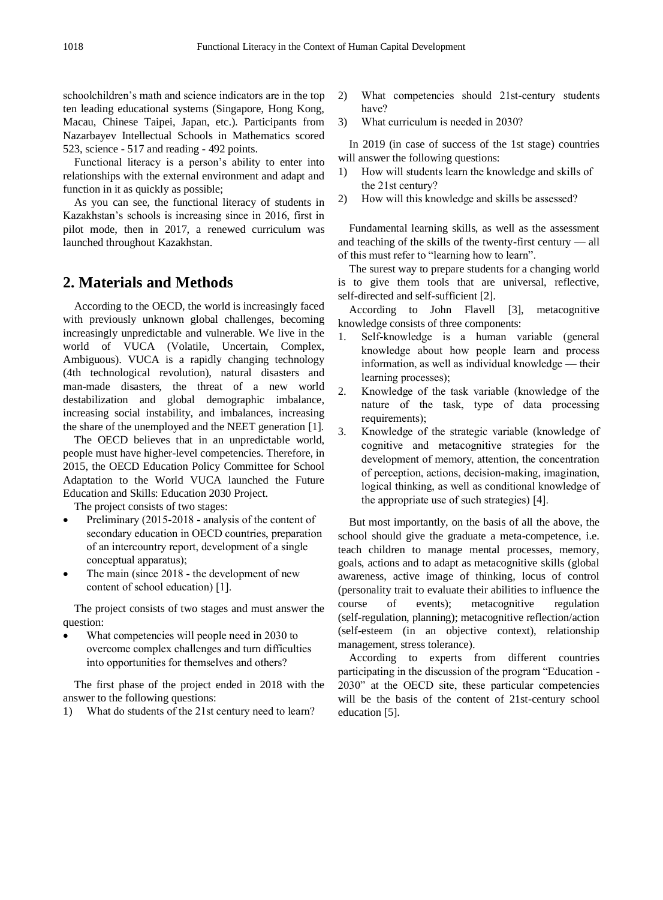schoolchildren's math and science indicators are in the top ten leading educational systems (Singapore, Hong Kong, Macau, Chinese Taipei, Japan, etc.). Participants from Nazarbayev Intellectual Schools in Mathematics scored 523, science - 517 and reading - 492 points.

Functional literacy is a person's ability to enter into relationships with the external environment and adapt and function in it as quickly as possible;

As you can see, the functional literacy of students in Kazakhstan's schools is increasing since in 2016, first in pilot mode, then in 2017, a renewed curriculum was launched throughout Kazakhstan.

## 2. Materials and Methods

According to the OECD, the world is increasingly faced with previously unknown global challenges, becoming increasingly unpredictable and vulnerable. We live in the world of VUCA (Volatile, Uncertain, Complex, Ambiguous). VUCA is a rapidly changing technology (4th technological revolution), natural disasters and man-made disasters, the threat of a new world destabilization and global demographic imbalance, increasing social instability, and imbalances, increasing the share of the unemployed and the NEET generation [1].

The OECD believes that in an unpredictable world, people must have higher-level competencies. Therefore, in 2015, the OECD Education Policy Committee for School Adaptation to the World VUCA launched the Future Education and Skills: Education 2030 Project.

The project consists of two stages:

- Preliminary (2015-2018 - analysis of the content of secondary education in OECD countries, preparation of an intercountry report, development of a single conceptual apparatus);
- The main (since 2018 - the development of new content of school education) [1].

The project consists of two stages and must answer the question:

- What competencies will people need in 2030 to overcome complex challenges and turn difficulties into opportunities for themselves and others?

The first phase of the project ended in 2018 with the answer to the following questions:

1) What do students of the 21st century need to learn?
2) What competencies should 21st-century students have?
3) What curriculum is needed in 2030?

In 2019 (in case of success of the 1st stage) countries will answer the following questions:

1) How will students learn the knowledge and skills of the 21st century?
2) How will this knowledge and skills be assessed?

Fundamental learning skills, as well as the assessment and teaching of the skills of the twenty-first century — all of this must refer to "learning how to learn".

The surest way to prepare students for a changing world is to give them tools that are universal, reflective, self-directed and self-sufficient [2].

According to John Flavell [3], metacognitive knowledge consists of three components:

1. Self-knowledge is a human variable (general knowledge about how people learn and process information, as well as individual knowledge — their learning processes);
2. Knowledge of the task variable (knowledge of the nature of the task, type of data processing requirements);
3. Knowledge of the strategic variable (knowledge of cognitive and metacognitive strategies for the development of memory, attention, the concentration of perception, actions, decision-making, imagination, logical thinking, as well as conditional knowledge of the appropriate use of such strategies) [4].

But most importantly, on the basis of all the above, the school should give the graduate a meta-competence, i.e. teach children to manage mental processes, memory, goals, actions and to adapt as metacognitive skills (global awareness, active image of thinking, locus of control (personality trait to evaluate their abilities to influence the course of events); metacognitive regulation (self-regulation, planning); metacognitive reflection/action (self-esteem (in an objective context), relationship management, stress tolerance).

According to experts from different countries participating in the discussion of the program "Education - 2030" at the OECD site, these particular competencies will be the basis of the content of 21st-century school education [5].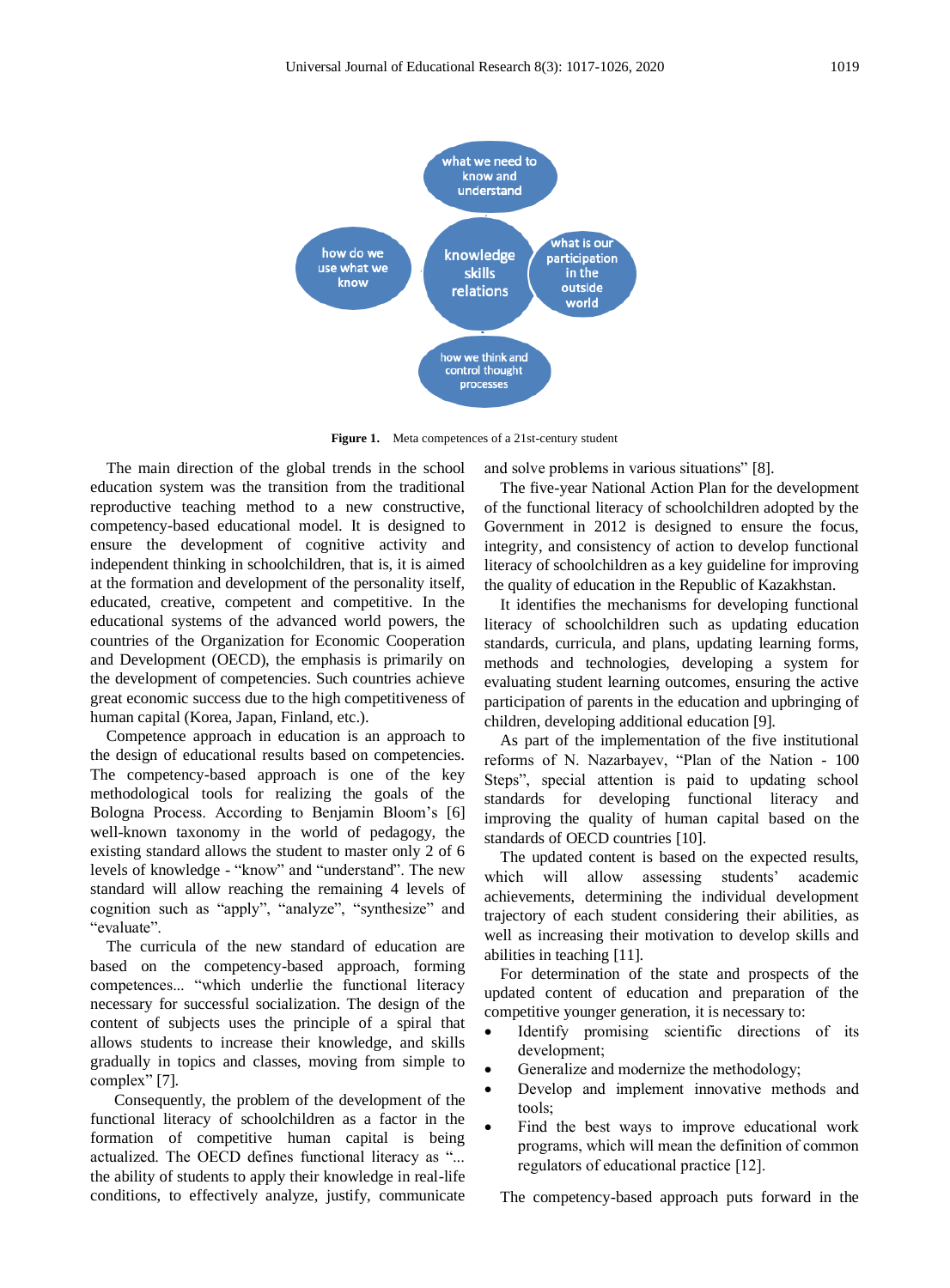what we need to know and understand

how do we use what we know

knowledge skills relations

what is our participation in the outside world

how we think and control thought processes

**Figure 1.** Meta competences of a 21st-century student

The main direction of the global trends in the school education system was the transition from the traditional reproductive teaching method to a new constructive, competency-based educational model. It is designed to ensure the development of cognitive activity and independent thinking in schoolchildren, that is, it is aimed at the formation and development of the personality itself, educated, creative, competent and competitive. In the educational systems of the advanced world powers, the countries of the Organization for Economic Cooperation and Development (OECD), the emphasis is primarily on the development of competencies. Such countries achieve great economic success due to the high competitiveness of human capital (Korea, Japan, Finland, etc.).

Competence approach in education is an approach to the design of educational results based on competencies. The competency-based approach is one of the key methodological tools for realizing the goals of the Bologna Process. According to Benjamin Bloom's [6] well-known taxonomy in the world of pedagogy, the existing standard allows the student to master only 2 of 6 levels of knowledge - "know" and "understand". The new standard will allow reaching the remaining 4 levels of cognition such as "apply", "analyze", "synthesize" and "evaluate".

The curricula of the new standard of education are based on the competency-based approach, forming competences... "which underlie the functional literacy necessary for successful socialization. The design of the content of subjects uses the principle of a spiral that allows students to increase their knowledge, and skills gradually in topics and classes, moving from simple to complex" [7].

Consequently, the problem of the development of the functional literacy of schoolchildren as a factor in the formation of competitive human capital is being actualized. The OECD defines functional literacy as "... the ability of students to apply their knowledge in real-life conditions, to effectively analyze, justify, communicate and solve problems in various situations" [8].

The five-year National Action Plan for the development of the functional literacy of schoolchildren adopted by the Government in 2012 is designed to ensure the focus, integrity, and consistency of action to develop functional literacy of schoolchildren as a key guideline for improving the quality of education in the Republic of Kazakhstan.

It identifies the mechanisms for developing functional literacy of schoolchildren such as updating education standards, curricula, and plans, updating learning forms, methods and technologies, developing a system for evaluating student learning outcomes, ensuring the active participation of parents in the education and upbringing of children, developing additional education [9].

As part of the implementation of the five institutional reforms of N. Nazarbayev, "Plan of the Nation - 100 Steps", special attention is paid to updating school standards for developing functional literacy and improving the quality of human capital based on the standards of OECD countries [10].

The updated content is based on the expected results, which will allow assessing students' academic achievements, determining the individual development trajectory of each student considering their abilities, as well as increasing their motivation to develop skills and abilities in teaching [11].

For determination of the state and prospects of the updated content of education and preparation of the competitive younger generation, it is necessary to:

- Identify promising scientific directions of its development;
- Generalize and modernize the methodology;
- Develop and implement innovative methods and tools;
- Find the best ways to improve educational work programs, which will mean the definition of common regulators of educational practice [12].

The competency-based approach puts forward in the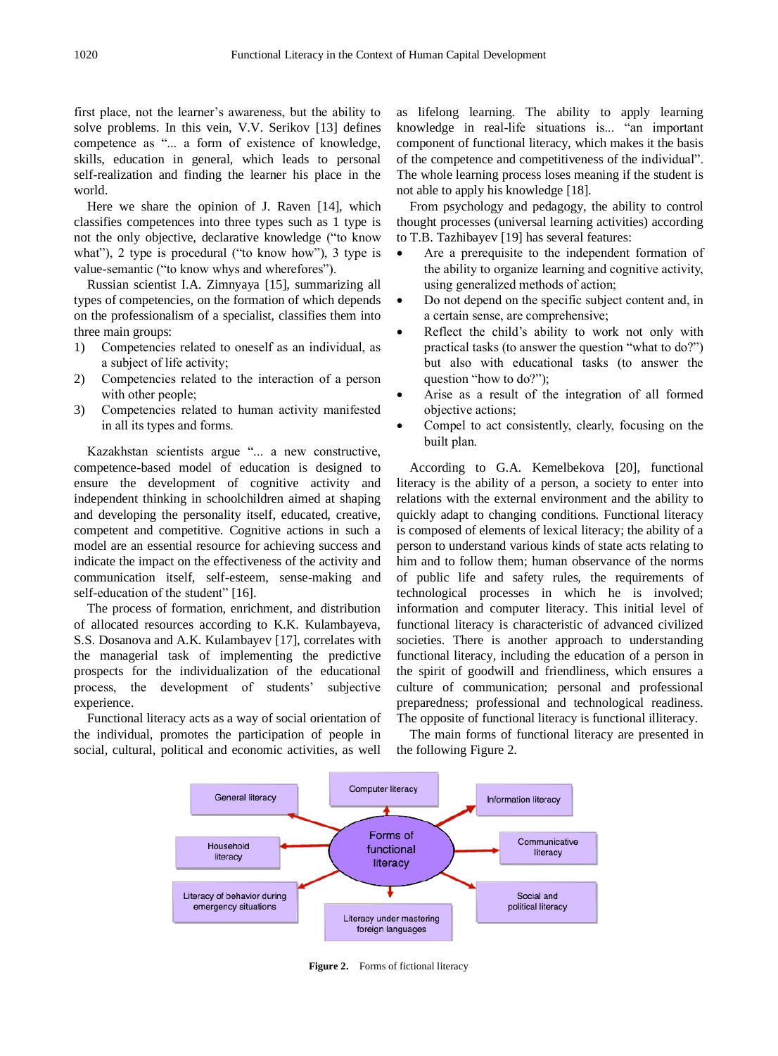first place, not the learner's awareness, but the ability to solve problems. In this vein, V.V. Serikov [13] defines competence as "... a form of existence of knowledge, skills, education in general, which leads to personal self-realization and finding the learner his place in the world.

Here we share the opinion of J. Raven [14], which classifies competences into three types such as 1 type is not the only objective, declarative knowledge ("to know what"), 2 type is procedural ("to know how"), 3 type is value-semantic ("to know whys and wherefores").

Russian scientist I.A. Zimnyaya [15], summarizing all types of competencies, on the formation of which depends on the professionalism of a specialist, classifies them into three main groups:

1) Competencies related to oneself as an individual, as a subject of life activity;
2) Competencies related to the interaction of a person with other people;
3) Competencies related to human activity manifested in all its types and forms.

Kazakhstan scientists argue "... a new constructive, competence-based model of education is designed to ensure the development of cognitive activity and independent thinking in schoolchildren aimed at shaping and developing the personality itself, educated, creative, competent and competitive. Cognitive actions in such a model are an essential resource for achieving success and indicate the impact on the effectiveness of the activity and communication itself, self-esteem, sense-making and self-education of the student" [16].

The process of formation, enrichment, and distribution of allocated resources according to K.K. Kulambayeva, S.S. Dosanova and A.K. Kulambayev [17], correlates with the managerial task of implementing the predictive prospects for the individualization of the educational process, the development of students' subjective experience.

Functional literacy acts as a way of social orientation of the individual, promotes the participation of people in social, cultural, political and economic activities, as well as lifelong learning. The ability to apply learning knowledge in real-life situations is... "an important component of functional literacy, which makes it the basis of the competence and competitiveness of the individual". The whole learning process loses meaning if the student is not able to apply his knowledge [18].

From psychology and pedagogy, the ability to control thought processes (universal learning activities) according to T.B. Tazhibayev [19] has several features:

- Are a prerequisite to the independent formation of the ability to organize learning and cognitive activity, using generalized methods of action;
- Do not depend on the specific subject content and, in a certain sense, are comprehensive;
- Reflect the child's ability to work not only with practical tasks (to answer the question "what to do?") but also with educational tasks (to answer the question "how to do?");
- Arise as a result of the integration of all formed objective actions;
- Compel to act consistently, clearly, focusing on the built plan.

According to G.A. Kemelbekova [20], functional literacy is the ability of a person, a society to enter into relations with the external environment and the ability to quickly adapt to changing conditions. Functional literacy is composed of elements of lexical literacy; the ability of a person to understand various kinds of state acts relating to him and to follow them; human observance of the norms of public life and safety rules, the requirements of technological processes in which he is involved; information and computer literacy. This initial level of functional literacy is characteristic of advanced civilized societies. There is another approach to understanding functional literacy, including the education of a person in the spirit of goodwill and friendliness, which ensures a culture of communication; personal and professional preparedness; professional and technological readiness. The opposite of functional literacy is functional illiteracy.

The main forms of functional literacy are presented in the following Figure 2.

Forms of functional literacy: General literacy; Computer literacy; Information literacy; Household literacy; Communicative literacy; Literacy of behavior during emergency situations; Literacy under mastering foreign languages; Social and political literacy

**Figure 2.** Forms of fictional literacy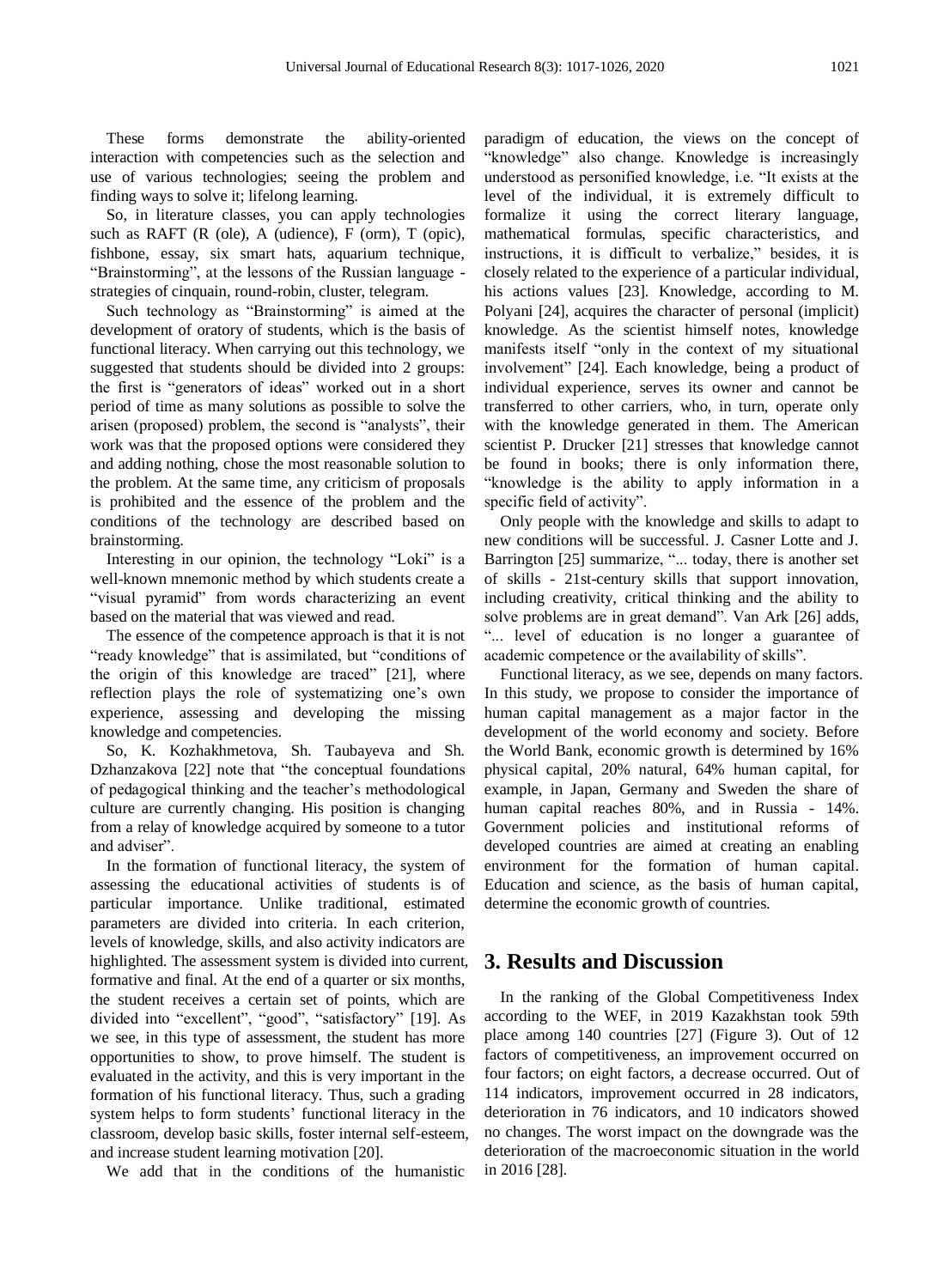These forms demonstrate the ability-oriented interaction with competencies such as the selection and use of various technologies; seeing the problem and finding ways to solve it; lifelong learning.

So, in literature classes, you can apply technologies such as RAFT (R (ole), A (udience), F (orm), T (opic), fishbone, essay, six smart hats, aquarium technique, "Brainstorming", at the lessons of the Russian language - strategies of cinquain, round-robin, cluster, telegram.

Such technology as "Brainstorming" is aimed at the development of oratory of students, which is the basis of functional literacy. When carrying out this technology, we suggested that students should be divided into 2 groups: the first is "generators of ideas" worked out in a short period of time as many solutions as possible to solve the arisen (proposed) problem, the second is "analysts", their work was that the proposed options were considered they and adding nothing, chose the most reasonable solution to the problem. At the same time, any criticism of proposals is prohibited and the essence of the problem and the conditions of the technology are described based on brainstorming.

Interesting in our opinion, the technology "Loki" is a well-known mnemonic method by which students create a "visual pyramid" from words characterizing an event based on the material that was viewed and read.

The essence of the competence approach is that it is not "ready knowledge" that is assimilated, but "conditions of the origin of this knowledge are traced" [21], where reflection plays the role of systematizing one's own experience, assessing and developing the missing knowledge and competencies.

So, K. Kozhakhmetova, Sh. Taubayeva and Sh. Dzhanzakova [22] note that "the conceptual foundations of pedagogical thinking and the teacher's methodological culture are currently changing. His position is changing from a relay of knowledge acquired by someone to a tutor and adviser".

In the formation of functional literacy, the system of assessing the educational activities of students is of particular importance. Unlike traditional, estimated parameters are divided into criteria. In each criterion, levels of knowledge, skills, and also activity indicators are highlighted. The assessment system is divided into current, formative and final. At the end of a quarter or six months, the student receives a certain set of points, which are divided into "excellent", "good", "satisfactory" [19]. As we see, in this type of assessment, the student has more opportunities to show, to prove himself. The student is evaluated in the activity, and this is very important in the formation of his functional literacy. Thus, such a grading system helps to form students' functional literacy in the classroom, develop basic skills, foster internal self-esteem, and increase student learning motivation [20].

We add that in the conditions of the humanistic paradigm of education, the views on the concept of "knowledge" also change. Knowledge is increasingly understood as personified knowledge, i.e. "It exists at the level of the individual, it is extremely difficult to formalize it using the correct literary language, mathematical formulas, specific characteristics, and instructions, it is difficult to verbalize," besides, it is closely related to the experience of a particular individual, his actions values [23]. Knowledge, according to M. Polyani [24], acquires the character of personal (implicit) knowledge. As the scientist himself notes, knowledge manifests itself "only in the context of my situational involvement" [24]. Each knowledge, being a product of individual experience, serves its owner and cannot be transferred to other carriers, who, in turn, operate only with the knowledge generated in them. The American scientist P. Drucker [21] stresses that knowledge cannot be found in books; there is only information there, "knowledge is the ability to apply information in a specific field of activity".

Only people with the knowledge and skills to adapt to new conditions will be successful. J. Casner Lotte and J. Barrington [25] summarize, "... today, there is another set of skills - 21st-century skills that support innovation, including creativity, critical thinking and the ability to solve problems are in great demand". Van Ark [26] adds, "... level of education is no longer a guarantee of academic competence or the availability of skills".

Functional literacy, as we see, depends on many factors. In this study, we propose to consider the importance of human capital management as a major factor in the development of the world economy and society. Before the World Bank, economic growth is determined by 16% physical capital, 20% natural, 64% human capital, for example, in Japan, Germany and Sweden the share of human capital reaches 80%, and in Russia - 14%. Government policies and institutional reforms of developed countries are aimed at creating an enabling environment for the formation of human capital. Education and science, as the basis of human capital, determine the economic growth of countries.

## 3. Results and Discussion

In the ranking of the Global Competitiveness Index according to the WEF, in 2019 Kazakhstan took 59th place among 140 countries [27] (Figure 3). Out of 12 factors of competitiveness, an improvement occurred on four factors; on eight factors, a decrease occurred. Out of 114 indicators, improvement occurred in 28 indicators, deterioration in 76 indicators, and 10 indicators showed no changes. The worst impact on the downgrade was the deterioration of the macroeconomic situation in the world in 2016 [28].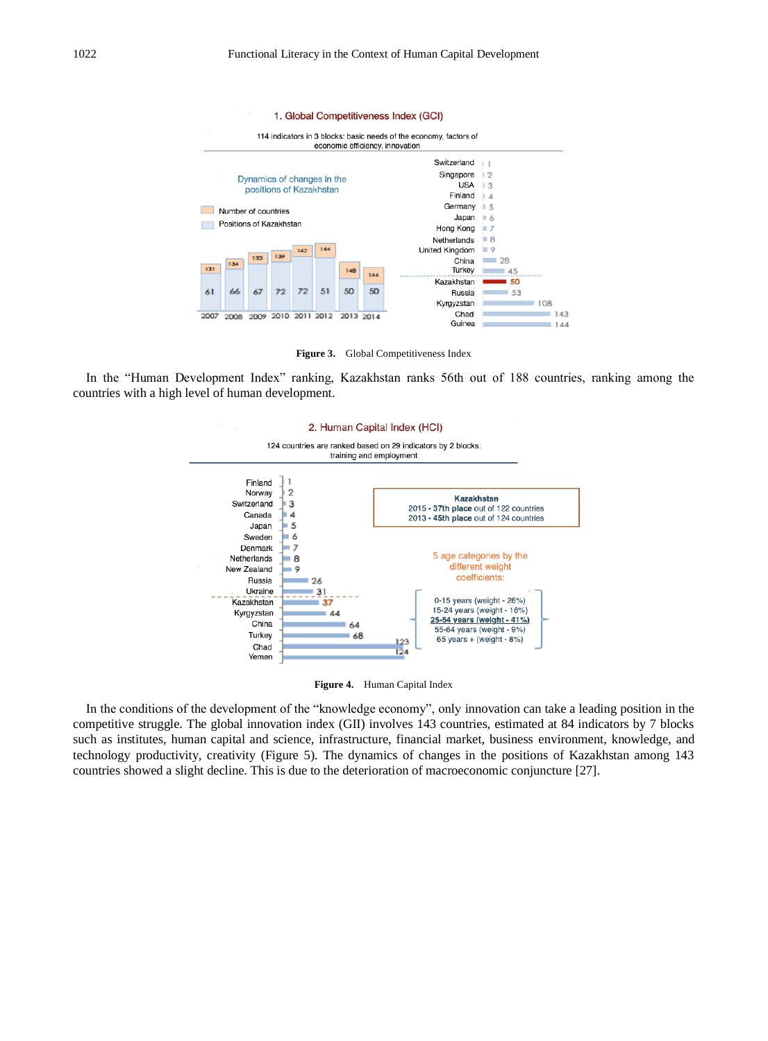1. Global Competitiveness Index (GCI)

114 indicators in 3 blocks: basic needs of the economy, factors of economic efficiency, innovation

Dynamics of changes in the positions of Kazakhstan

Number of countries

Positions of Kazakhstan

| Year | 2007 | 2008 | 2009 | 2010 | 2011 | 2012 | 2013 | 2014 |
|---|---|---|---|---|---|---|---|---|
| Number of countries | 131 | 134 | 133 | 139 | 142 | 144 | 148 | 144 |
| Positions of Kazakhstan | 61 | 66 | 67 | 72 | 72 | 51 | 50 | 50 |

| Country | Rank |
|---|---|
| Switzerland | 1 |
| Singapore | 2 |
| USA | 3 |
| Finland | 4 |
| Germany | 5 |
| Japan | 6 |
| Hong Kong | 7 |
| Netherlands | 8 |
| United Kingdom | 9 |
| China | 28 |
| Turkey | 45 |
| Kazakhstan | 50 |
| Russia | 53 |
| Kyrgyzstan | 108 |
| Chad | 143 |
| Guinea | 144 |

**Figure 3.** Global Competitiveness Index

In the "Human Development Index" ranking, Kazakhstan ranks 56th out of 188 countries, ranking among the countries with a high level of human development.

2. Human Capital Index (HCI)

124 countries are ranked based on 29 indicators by 2 blocks: training and employment

| Country | Rank |
|---|---|
| Finland | 1 |
| Norway | 2 |
| Switzerland | 3 |
| Canada | 4 |
| Japan | 5 |
| Sweden | 6 |
| Denmark | 7 |
| Netherlands | 8 |
| New Zealand | 9 |
| Russia | 26 |
| Ukraine | 31 |
| Kazakhstan | 37 |
| Kyrgyzstan | 44 |
| China | 64 |
| Turkey | 68 |
| Chad | 123 |
| Yemen | 124 |

**Kazakhstan**
2015 - **37th place** out of 122 countries
2013 - **45th place** out of 124 countries

5 age categories by the different weight coefficients:

- 0-15 years (weight - 26%)
- 15-24 years (weight - 16%)
- 25-54 years (weight - 41%)
- 55-64 years (weight - 9%)
- 65 years + (weight - 8%)

**Figure 4.** Human Capital Index

In the conditions of the development of the "knowledge economy", only innovation can take a leading position in the competitive struggle. The global innovation index (GII) involves 143 countries, estimated at 84 indicators by 7 blocks such as institutes, human capital and science, infrastructure, financial market, business environment, knowledge, and technology productivity, creativity (Figure 5). The dynamics of changes in the positions of Kazakhstan among 143 countries showed a slight decline. This is due to the deterioration of macroeconomic conjuncture [27].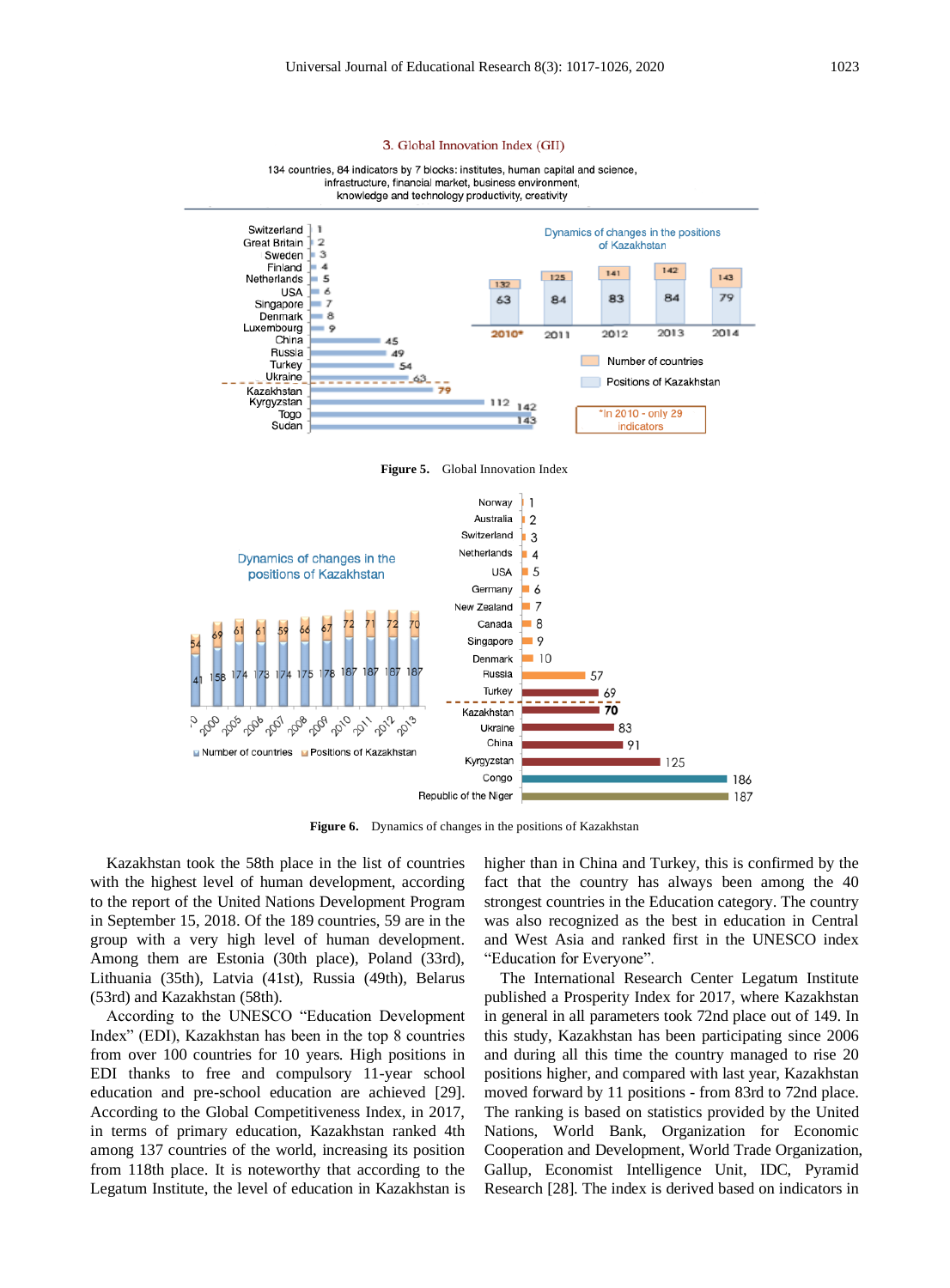3. Global Innovation Index (GII)

134 countries, 84 indicators by 7 blocks: institutes, human capital and science, infrastructure, financial market, business environment, knowledge and technology productivity, creativity

**Figure 5.** Global Innovation Index

**Figure 6.** Dynamics of changes in the positions of Kazakhstan

Kazakhstan took the 58th place in the list of countries with the highest level of human development, according to the report of the United Nations Development Program in September 15, 2018. Of the 189 countries, 59 are in the group with a very high level of human development. Among them are Estonia (30th place), Poland (33rd), Lithuania (35th), Latvia (41st), Russia (49th), Belarus (53rd) and Kazakhstan (58th).

According to the UNESCO "Education Development Index" (EDI), Kazakhstan has been in the top 8 countries from over 100 countries for 10 years. High positions in EDI thanks to free and compulsory 11-year school education and pre-school education are achieved [29]. According to the Global Competitiveness Index, in 2017, in terms of primary education, Kazakhstan ranked 4th among 137 countries of the world, increasing its position from 118th place. It is noteworthy that according to the Legatum Institute, the level of education in Kazakhstan is higher than in China and Turkey, this is confirmed by the fact that the country has always been among the 40 strongest countries in the Education category. The country was also recognized as the best in education in Central and West Asia and ranked first in the UNESCO index "Education for Everyone".

The International Research Center Legatum Institute published a Prosperity Index for 2017, where Kazakhstan in general in all parameters took 72nd place out of 149. In this study, Kazakhstan has been participating since 2006 and during all this time the country managed to rise 20 positions higher, and compared with last year, Kazakhstan moved forward by 11 positions - from 83rd to 72nd place. The ranking is based on statistics provided by the United Nations, World Bank, Organization for Economic Cooperation and Development, World Trade Organization, Gallup, Economist Intelligence Unit, IDC, Pyramid Research [28]. The index is derived based on indicators in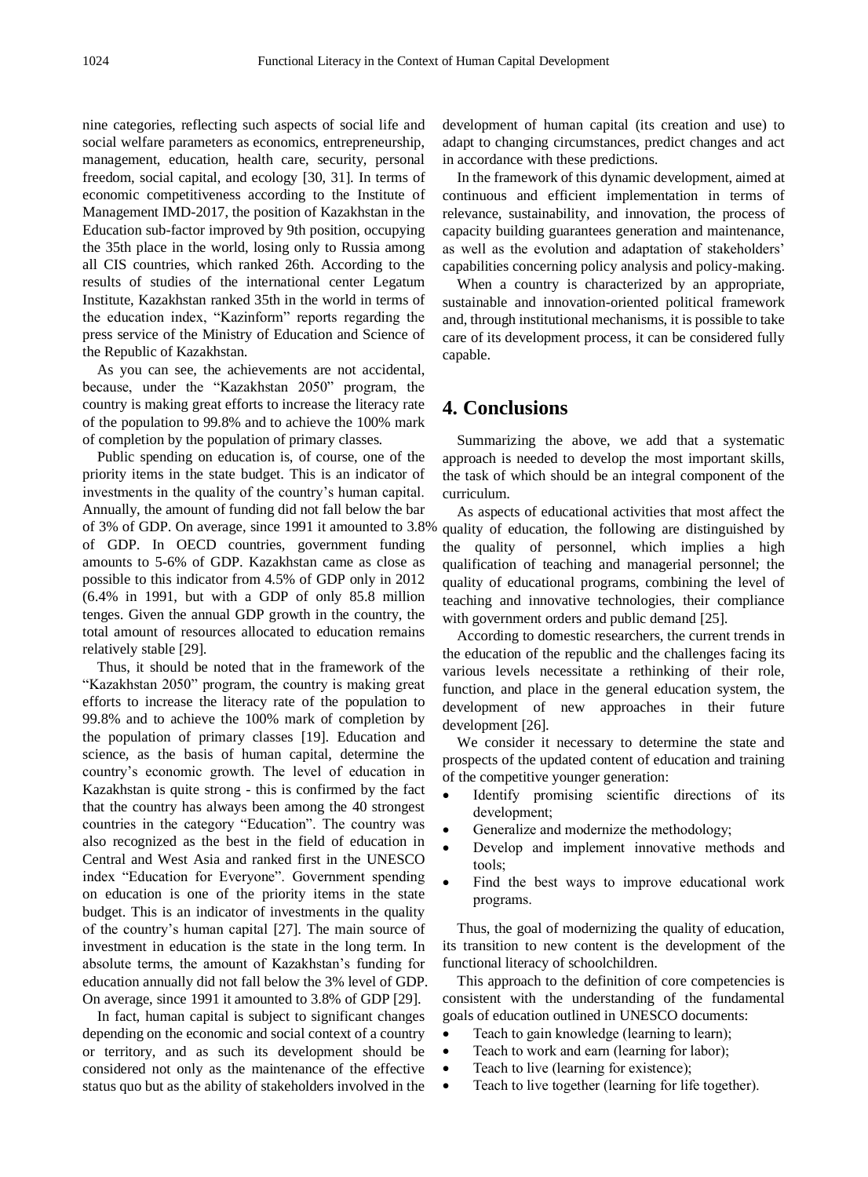nine categories, reflecting such aspects of social life and social welfare parameters as economics, entrepreneurship, management, education, health care, security, personal freedom, social capital, and ecology [30, 31]. In terms of economic competitiveness according to the Institute of Management IMD-2017, the position of Kazakhstan in the Education sub-factor improved by 9th position, occupying the 35th place in the world, losing only to Russia among all CIS countries, which ranked 26th. According to the results of studies of the international center Legatum Institute, Kazakhstan ranked 35th in the world in terms of the education index, "Kazinform" reports regarding the press service of the Ministry of Education and Science of the Republic of Kazakhstan.

As you can see, the achievements are not accidental, because, under the "Kazakhstan 2050" program, the country is making great efforts to increase the literacy rate of the population to 99.8% and to achieve the 100% mark of completion by the population of primary classes.

Public spending on education is, of course, one of the priority items in the state budget. This is an indicator of investments in the quality of the country's human capital. Annually, the amount of funding did not fall below the bar of 3% of GDP. On average, since 1991 it amounted to 3.8% of GDP. In OECD countries, government funding amounts to 5-6% of GDP. Kazakhstan came as close as possible to this indicator from 4.5% of GDP only in 2012 (6.4% in 1991, but with a GDP of only 85.8 million tenges. Given the annual GDP growth in the country, the total amount of resources allocated to education remains relatively stable [29].

Thus, it should be noted that in the framework of the "Kazakhstan 2050" program, the country is making great efforts to increase the literacy rate of the population to 99.8% and to achieve the 100% mark of completion by the population of primary classes [19]. Education and science, as the basis of human capital, determine the country's economic growth. The level of education in Kazakhstan is quite strong - this is confirmed by the fact that the country has always been among the 40 strongest countries in the category "Education". The country was also recognized as the best in the field of education in Central and West Asia and ranked first in the UNESCO index "Education for Everyone". Government spending on education is one of the priority items in the state budget. This is an indicator of investments in the quality of the country's human capital [27]. The main source of investment in education is the state in the long term. In absolute terms, the amount of Kazakhstan's funding for education annually did not fall below the 3% level of GDP. On average, since 1991 it amounted to 3.8% of GDP [29].

In fact, human capital is subject to significant changes depending on the economic and social context of a country or territory, and as such its development should be considered not only as the maintenance of the effective status quo but as the ability of stakeholders involved in the development of human capital (its creation and use) to adapt to changing circumstances, predict changes and act in accordance with these predictions.

In the framework of this dynamic development, aimed at continuous and efficient implementation in terms of relevance, sustainability, and innovation, the process of capacity building guarantees generation and maintenance, as well as the evolution and adaptation of stakeholders' capabilities concerning policy analysis and policy-making.

When a country is characterized by an appropriate, sustainable and innovation-oriented political framework and, through institutional mechanisms, it is possible to take care of its development process, it can be considered fully capable.

# 4. Conclusions

Summarizing the above, we add that a systematic approach is needed to develop the most important skills, the task of which should be an integral component of the curriculum.

As aspects of educational activities that most affect the quality of education, the following are distinguished by the quality of personnel, which implies a high qualification of teaching and managerial personnel; the quality of educational programs, combining the level of teaching and innovative technologies, their compliance with government orders and public demand [25].

According to domestic researchers, the current trends in the education of the republic and the challenges facing its various levels necessitate a rethinking of their role, function, and place in the general education system, the development of new approaches in their future development [26].

We consider it necessary to determine the state and prospects of the updated content of education and training of the competitive younger generation:

- Identify promising scientific directions of its development;
- Generalize and modernize the methodology;
- Develop and implement innovative methods and tools;
- Find the best ways to improve educational work programs.

Thus, the goal of modernizing the quality of education, its transition to new content is the development of the functional literacy of schoolchildren.

This approach to the definition of core competencies is consistent with the understanding of the fundamental goals of education outlined in UNESCO documents:

- Teach to gain knowledge (learning to learn);
- Teach to work and earn (learning for labor);
- Teach to live (learning for existence);
- Teach to live together (learning for life together).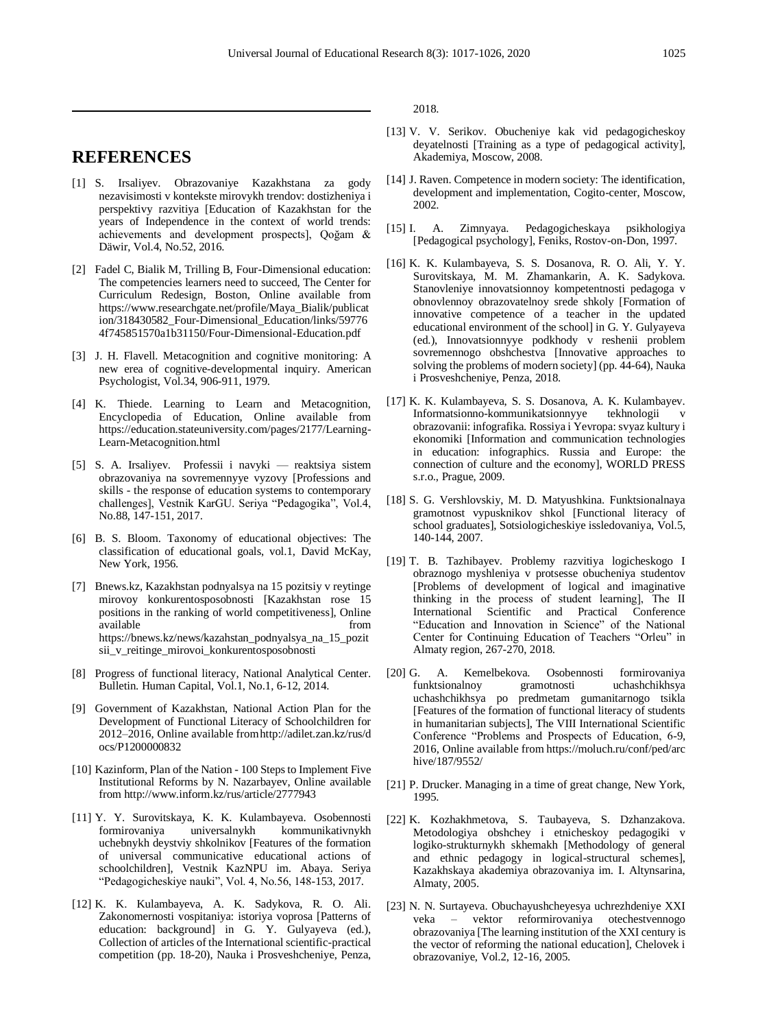## REFERENCES

[1] S. Irsaliyev. Obrazovaniye Kazakhstana za gody nezavisimosti v kontekste mirovykh trendov: dostizheniya i perspektivy razvitiya [Education of Kazakhstan for the years of Independence in the context of world trends: achievements and development prospects], Qoğam & Däwir, Vol.4, No.52, 2016.

[2] Fadel C, Bialik M, Trilling B, Four-Dimensional education: The competencies learners need to succeed, The Center for Curriculum Redesign, Boston, Online available from https://www.researchgate.net/profile/Maya_Bialik/publication/318430582_Four-Dimensional_Education/links/597764f745851570a1b31150/Four-Dimensional-Education.pdf

[3] J. H. Flavell. Metacognition and cognitive monitoring: A new erea of cognitive-developmental inquiry. American Psychologist, Vol.34, 906-911, 1979.

[4] K. Thiede. Learning to Learn and Metacognition, Encyclopedia of Education, Online available from https://education.stateuniversity.com/pages/2177/Learning-Learn-Metacognition.html

[5] S. A. Irsaliyev. Professii i navyki — reaktsiya sistem obrazovaniya na sovremennyye vyzovy [Professions and skills - the response of education systems to contemporary challenges], Vestnik KarGU. Seriya "Pedagogika", Vol.4, No.88, 147-151, 2017.

[6] B. S. Bloom. Taxonomy of educational objectives: The classification of educational goals, vol.1, David McKay, New York, 1956.

[7] Bnews.kz, Kazakhstan podnyalsya na 15 pozitsiy v reytinge mirovoy konkurentosposobnosti [Kazakhstan rose 15 positions in the ranking of world competitiveness], Online available from https://bnews.kz/news/kazahstan_podnyalsya_na_15_pozitsii_v_reitinge_mirovoi_konkurentosposobnosti

[8] Progress of functional literacy, National Analytical Center. Bulletin. Human Capital, Vol.1, No.1, 6-12, 2014.

[9] Government of Kazakhstan, National Action Plan for the Development of Functional Literacy of Schoolchildren for 2012–2016, Online available from http://adilet.zan.kz/rus/docs/P1200000832

[10] Kazinform, Plan of the Nation - 100 Steps to Implement Five Institutional Reforms by N. Nazarbayev, Online available from http://www.inform.kz/rus/article/2777943

[11] Y. Y. Surovitskaya, K. K. Kulambayeva. Osobennosti formirovaniya universalnykh kommunikativnykh uchebnykh deystviy shkolnikov [Features of the formation of universal communicative educational actions of schoolchildren], Vestnik KazNPU im. Abaya. Seriya "Pedagogicheskiye nauki", Vol. 4, No.56, 148-153, 2017.

[12] K. K. Kulambayeva, A. K. Sadykova, R. O. Ali. Zakonomernosti vospitaniya: istoriya voprosa [Patterns of education: background] in G. Y. Gulyayeva (ed.), Collection of articles of the International scientific-practical competition (pp. 18-20), Nauka i Prosveshcheniye, Penza, 2018.

[13] V. V. Serikov. Obucheniye kak vid pedagogicheskoy deyatelnosti [Training as a type of pedagogical activity], Akademiya, Moscow, 2008.

[14] J. Raven. Competence in modern society: The identification, development and implementation, Cogito-center, Moscow, 2002.

[15] I. A. Zimnyaya. Pedagogicheskaya psikhologiya [Pedagogical psychology], Feniks, Rostov-on-Don, 1997.

[16] K. K. Kulambayeva, S. S. Dosanova, R. O. Ali, Y. Y. Surovitskaya, M. M. Zhamankarin, A. K. Sadykova. Stanovleniye innovatsionnoy kompetentnosti pedagoga v obnovlennoy obrazovatelnoy srede shkoly [Formation of innovative competence of a teacher in the updated educational environment of the school] in G. Y. Gulyayeva (ed.), Innovatsionnyye podkhody v reshenii problem sovremennogo obshchestva [Innovative approaches to solving the problems of modern society] (pp. 44-64), Nauka i Prosveshcheniye, Penza, 2018.

[17] K. K. Kulambayeva, S. S. Dosanova, A. K. Kulambayev. Informatsionno-kommunikatsionnyye tekhnologii v obrazovanii: infografika. Rossiya i Yevropa: svyaz kultury i ekonomiki [Information and communication technologies in education: infographics. Russia and Europe: the connection of culture and the economy], WORLD PRESS s.r.o., Prague, 2009.

[18] S. G. Vershlovskiy, M. D. Matyushkina. Funktsionalnaya gramotnost vypusknikov shkol [Functional literacy of school graduates], Sotsiologicheskiye issledovaniya, Vol.5, 140-144, 2007.

[19] T. B. Tazhibayev. Problemy razvitiya logicheskogo I obraznogo myshleniya v protsesse obucheniya studentov [Problems of development of logical and imaginative thinking in the process of student learning], The II International Scientific and Practical Conference "Education and Innovation in Science" of the National Center for Continuing Education of Teachers "Orleu" in Almaty region, 267-270, 2018.

[20] G. A. Kemelbekova. Osobennosti formirovaniya funktsionalnoy gramotnosti uchashchikhsya uchashchikhsya po predmetam gumanitarnogo tsikla [Features of the formation of functional literacy of students in humanitarian subjects], The VIII International Scientific Conference "Problems and Prospects of Education, 6-9, 2016, Online available from https://moluch.ru/conf/ped/archive/187/9552/

[21] P. Drucker. Managing in a time of great change, New York, 1995.

[22] K. Kozhakhmetova, S. Taubayeva, S. Dzhanzakova. Metodologiya obshchey i etnicheskoy pedagogiki v logiko-strukturnykh skhemakh [Methodology of general and ethnic pedagogy in logical-structural schemes], Kazakhskaya akademiya obrazovaniya im. I. Altynsarina, Almaty, 2005.

[23] N. N. Surtayeva. Obuchayushcheyesya uchrezhdeniye XXI veka – vektor reformirovaniya otechestvennogo obrazovaniya [The learning institution of the XXI century is the vector of reforming the national education], Chelovek i obrazovaniye, Vol.2, 12-16, 2005.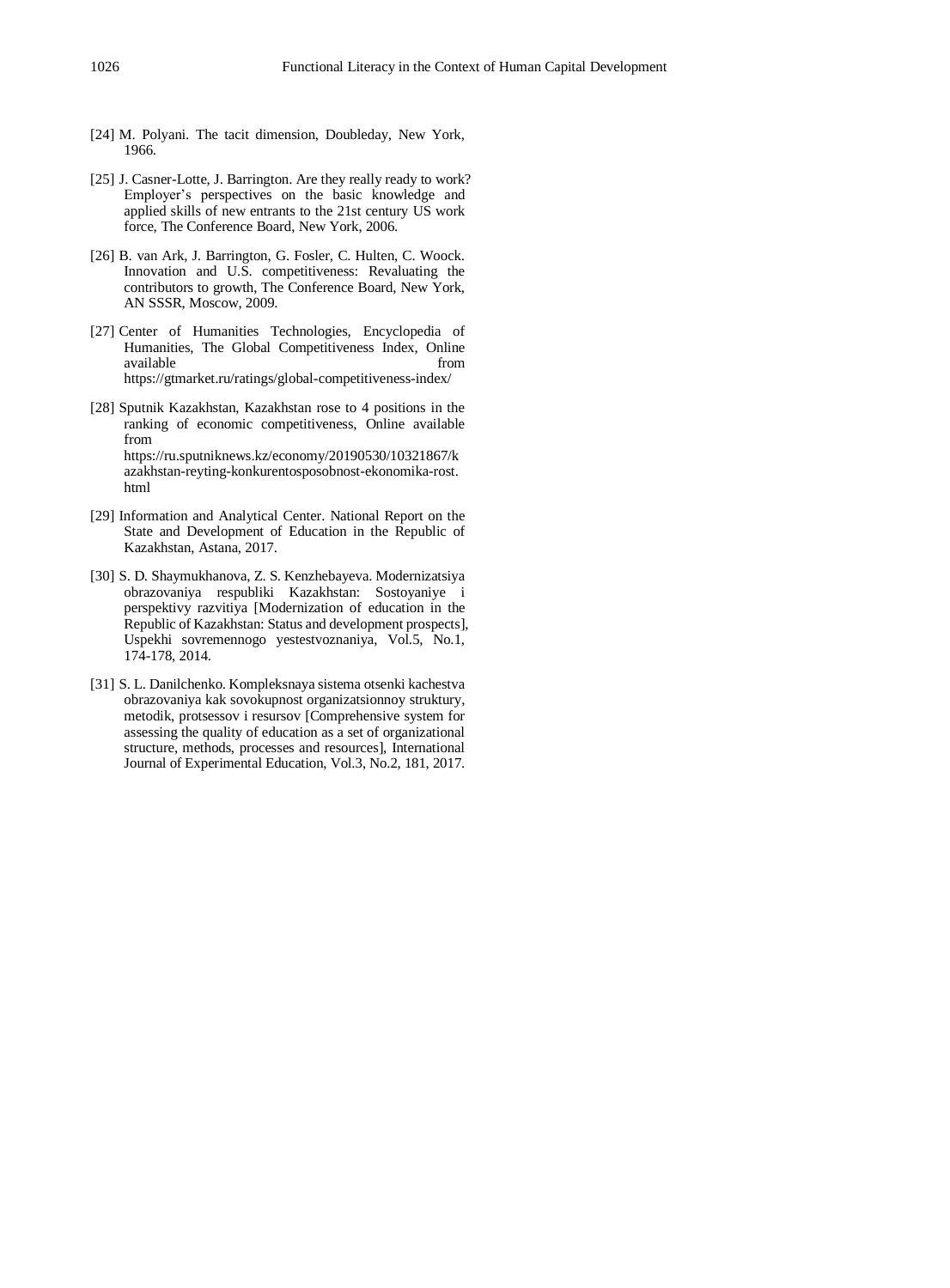[24] M. Polyani. The tacit dimension, Doubleday, New York, 1966.

[25] J. Casner-Lotte, J. Barrington. Are they really ready to work? Employer's perspectives on the basic knowledge and applied skills of new entrants to the 21st century US work force, The Conference Board, New York, 2006.

[26] B. van Ark, J. Barrington, G. Fosler, C. Hulten, C. Woock. Innovation and U.S. competitiveness: Revaluating the contributors to growth, The Conference Board, New York, AN SSSR, Moscow, 2009.

[27] Center of Humanities Technologies, Encyclopedia of Humanities, The Global Competitiveness Index, Online available from https://gtmarket.ru/ratings/global-competitiveness-index/

[28] Sputnik Kazakhstan, Kazakhstan rose to 4 positions in the ranking of economic competitiveness, Online available from https://ru.sputniknews.kz/economy/20190530/10321867/kazakhstan-reyting-konkurentosposobnost-ekonomika-rost.html

[29] Information and Analytical Center. National Report on the State and Development of Education in the Republic of Kazakhstan, Astana, 2017.

[30] S. D. Shaymukhanova, Z. S. Kenzhebayeva. Modernizatsiya obrazovaniya respubliki Kazakhstan: Sostoyaniye i perspektivy razvitiya [Modernization of education in the Republic of Kazakhstan: Status and development prospects], Uspekhi sovremennogo yestestvoznaniya, Vol.5, No.1, 174-178, 2014.

[31] S. L. Danilchenko. Kompleksnaya sistema otsenki kachestva obrazovaniya kak sovokupnost organizatsionnoy struktury, metodik, protsessov i resursov [Comprehensive system for assessing the quality of education as a set of organizational structure, methods, processes and resources], International Journal of Experimental Education, Vol.3, No.2, 181, 2017.